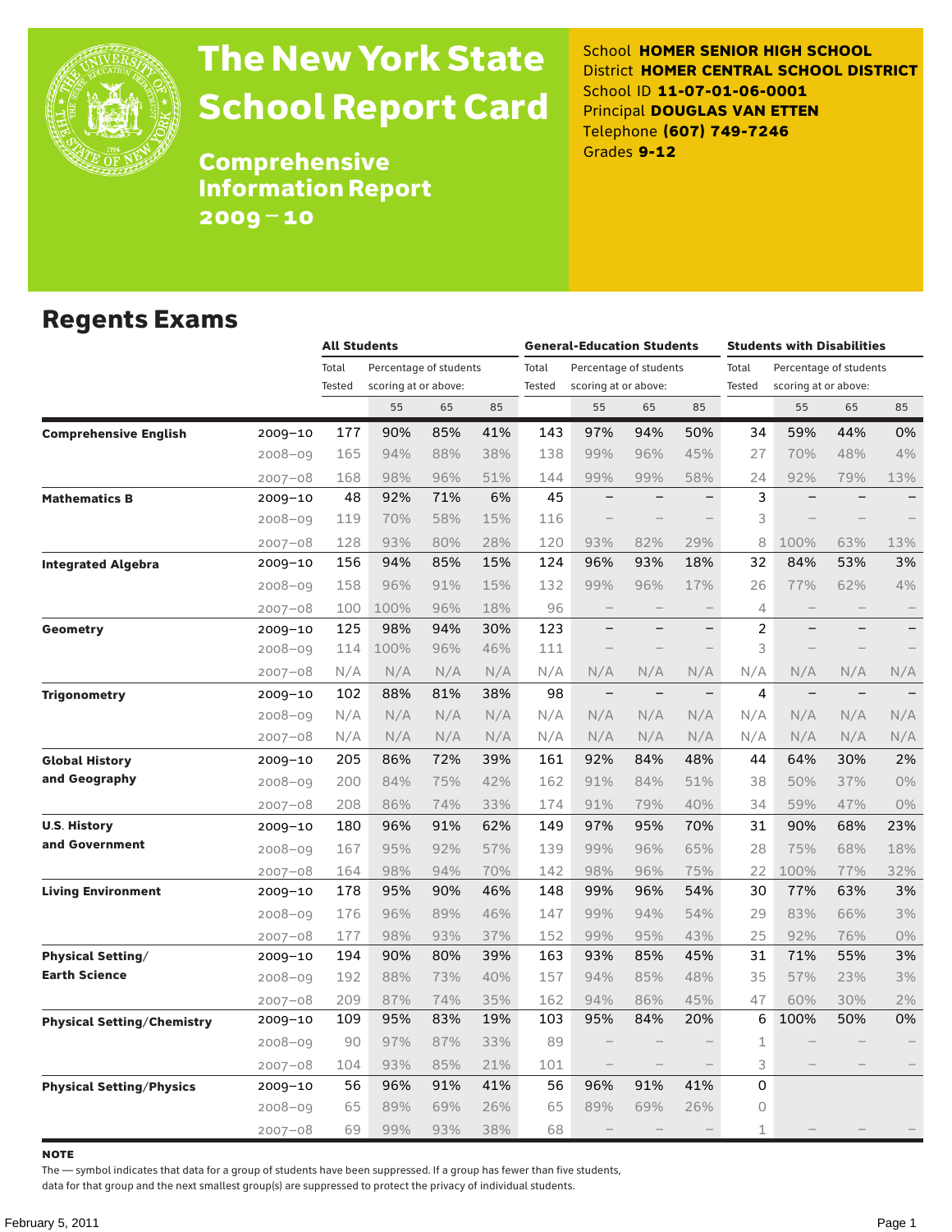# The New York State School Report Card

## Comprehensive Information Report 2009–10

School **HOMER SENIOR HIGH SCHOOL**
District **HOMER CENTRAL SCHOOL DISTRICT**
School ID **11-07-01-06-0001**
Principal **DOUGLAS VAN ETTEN**
Telephone **(607) 749-7246**
Grades **9-12**

## Regents Exams

| | | All Students | | | | General-Education Students | | | | Students with Disabilities | | | |
|---|---|---|---|---|---|---|---|---|---|---|---|---|---|
| | | Total Tested | Percentage of students scoring at or above: | | | Total Tested | Percentage of students scoring at or above: | | | Total Tested | Percentage of students scoring at or above: | | |
| | | | 55 | 65 | 85 | | 55 | 65 | 85 | | 55 | 65 | 85 |
| **Comprehensive English** | 2009–10 | 177 | 90% | 85% | 41% | 143 | 97% | 94% | 50% | 34 | 59% | 44% | 0% |
| | 2008–09 | 165 | 94% | 88% | 38% | 138 | 99% | 96% | 45% | 27 | 70% | 48% | 4% |
| | 2007–08 | 168 | 98% | 96% | 51% | 144 | 99% | 99% | 58% | 24 | 92% | 79% | 13% |
| **Mathematics B** | 2009–10 | 48 | 92% | 71% | 6% | 45 | – | – | – | 3 | – | – | – |
| | 2008–09 | 119 | 70% | 58% | 15% | 116 | – | – | – | 3 | – | – | – |
| | 2007–08 | 128 | 93% | 80% | 28% | 120 | 93% | 82% | 29% | 8 | 100% | 63% | 13% |
| **Integrated Algebra** | 2009–10 | 156 | 94% | 85% | 15% | 124 | 96% | 93% | 18% | 32 | 84% | 53% | 3% |
| | 2008–09 | 158 | 96% | 91% | 15% | 132 | 99% | 96% | 17% | 26 | 77% | 62% | 4% |
| | 2007–08 | 100 | 100% | 96% | 18% | 96 | – | – | – | 4 | – | – | – |
| **Geometry** | 2009–10 | 125 | 98% | 94% | 30% | 123 | – | – | – | 2 | – | – | – |
| | 2008–09 | 114 | 100% | 96% | 46% | 111 | – | – | – | 3 | – | – | – |
| | 2007–08 | N/A | N/A | N/A | N/A | N/A | N/A | N/A | N/A | N/A | N/A | N/A | N/A |
| **Trigonometry** | 2009–10 | 102 | 88% | 81% | 38% | 98 | – | – | – | 4 | – | – | – |
| | 2008–09 | N/A | N/A | N/A | N/A | N/A | N/A | N/A | N/A | N/A | N/A | N/A | N/A |
| | 2007–08 | N/A | N/A | N/A | N/A | N/A | N/A | N/A | N/A | N/A | N/A | N/A | N/A |
| **Global History and Geography** | 2009–10 | 205 | 86% | 72% | 39% | 161 | 92% | 84% | 48% | 44 | 64% | 30% | 2% |
| | 2008–09 | 200 | 84% | 75% | 42% | 162 | 91% | 84% | 51% | 38 | 50% | 37% | 0% |
| | 2007–08 | 208 | 86% | 74% | 33% | 174 | 91% | 79% | 40% | 34 | 59% | 47% | 0% |
| **U.S. History and Government** | 2009–10 | 180 | 96% | 91% | 62% | 149 | 97% | 95% | 70% | 31 | 90% | 68% | 23% |
| | 2008–09 | 167 | 95% | 92% | 57% | 139 | 99% | 96% | 65% | 28 | 75% | 68% | 18% |
| | 2007–08 | 164 | 98% | 94% | 70% | 142 | 98% | 96% | 75% | 22 | 100% | 77% | 32% |
| **Living Environment** | 2009–10 | 178 | 95% | 90% | 46% | 148 | 99% | 96% | 54% | 30 | 77% | 63% | 3% |
| | 2008–09 | 176 | 96% | 89% | 46% | 147 | 99% | 94% | 54% | 29 | 83% | 66% | 3% |
| | 2007–08 | 177 | 98% | 93% | 37% | 152 | 99% | 95% | 43% | 25 | 92% | 76% | 0% |
| **Physical Setting/ Earth Science** | 2009–10 | 194 | 90% | 80% | 39% | 163 | 93% | 85% | 45% | 31 | 71% | 55% | 3% |
| | 2008–09 | 192 | 88% | 73% | 40% | 157 | 94% | 85% | 48% | 35 | 57% | 23% | 3% |
| | 2007–08 | 209 | 87% | 74% | 35% | 162 | 94% | 86% | 45% | 47 | 60% | 30% | 2% |
| **Physical Setting/Chemistry** | 2009–10 | 109 | 95% | 83% | 19% | 103 | 95% | 84% | 20% | 6 | 100% | 50% | 0% |
| | 2008–09 | 90 | 97% | 87% | 33% | 89 | – | – | – | 1 | – | – | – |
| | 2007–08 | 104 | 93% | 85% | 21% | 101 | – | – | – | 3 | – | – | – |
| **Physical Setting/Physics** | 2009–10 | 56 | 96% | 91% | 41% | 56 | 96% | 91% | 41% | 0 | | | |
| | 2008–09 | 65 | 89% | 69% | 26% | 65 | 89% | 69% | 26% | 0 | | | |
| | 2007–08 | 69 | 99% | 93% | 38% | 68 | – | – | – | 1 | – | – | – |

**NOTE**

The — symbol indicates that data for a group of students have been suppressed. If a group has fewer than five students, data for that group and the next smallest group(s) are suppressed to protect the privacy of individual students.

February 5, 2011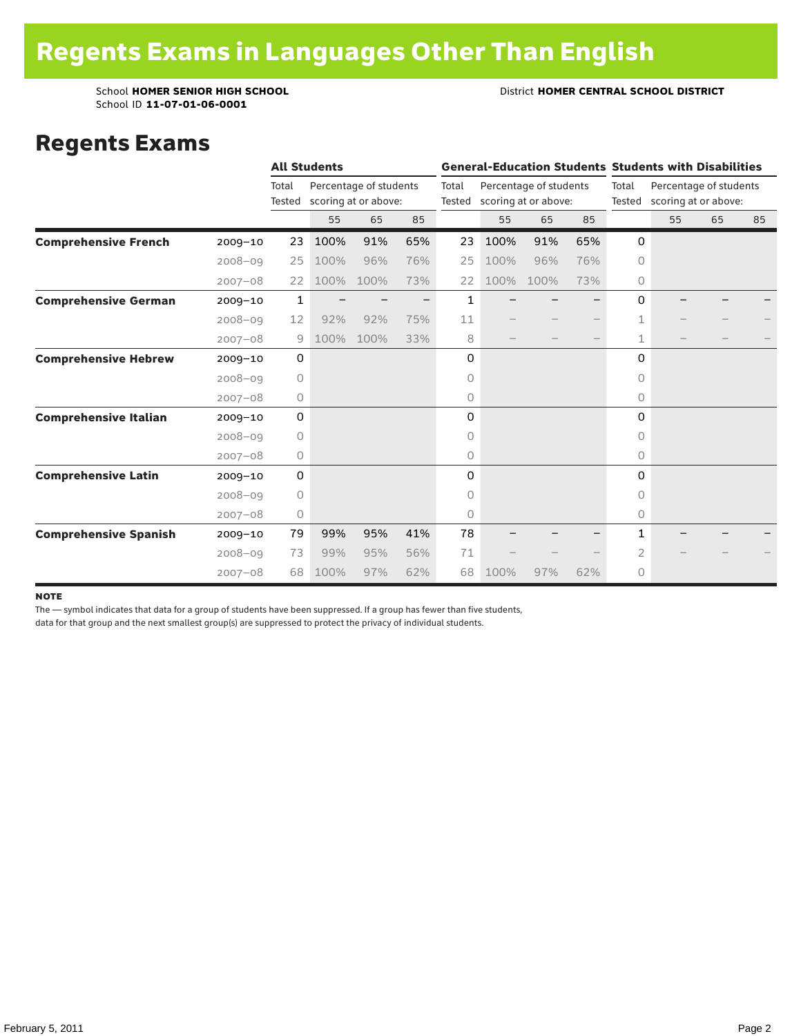# Regents Exams in Languages Other Than English

School **HOMER SENIOR HIGH SCHOOL** District **HOMER CENTRAL SCHOOL DISTRICT**
School ID **11-07-01-06-0001**

## Regents Exams

| | | **All Students** | | | | **General-Education Students** | | | | **Students with Disabilities** | | | |
|---|---|---|---|---|---|---|---|---|---|---|---|---|---|
| | | Total Tested | Percentage of students scoring at or above: | | | Total Tested | Percentage of students scoring at or above: | | | Total Tested | Percentage of students scoring at or above: | | |
| | | | 55 | 65 | 85 | | 55 | 65 | 85 | | 55 | 65 | 85 |
| **Comprehensive French** | 2009–10 | 23 | 100% | 91% | 65% | 23 | 100% | 91% | 65% | 0 | | | |
| | 2008–09 | 25 | 100% | 96% | 76% | 25 | 100% | 96% | 76% | 0 | | | |
| | 2007–08 | 22 | 100% | 100% | 73% | 22 | 100% | 100% | 73% | 0 | | | |
| **Comprehensive German** | 2009–10 | 1 | – | – | – | 1 | – | – | – | 0 | – | – | – |
| | 2008–09 | 12 | 92% | 92% | 75% | 11 | – | – | – | 1 | – | – | – |
| | 2007–08 | 9 | 100% | 100% | 33% | 8 | – | – | – | 1 | – | – | – |
| **Comprehensive Hebrew** | 2009–10 | 0 | | | | 0 | | | | 0 | | | |
| | 2008–09 | 0 | | | | 0 | | | | 0 | | | |
| | 2007–08 | 0 | | | | 0 | | | | 0 | | | |
| **Comprehensive Italian** | 2009–10 | 0 | | | | 0 | | | | 0 | | | |
| | 2008–09 | 0 | | | | 0 | | | | 0 | | | |
| | 2007–08 | 0 | | | | 0 | | | | 0 | | | |
| **Comprehensive Latin** | 2009–10 | 0 | | | | 0 | | | | 0 | | | |
| | 2008–09 | 0 | | | | 0 | | | | 0 | | | |
| | 2007–08 | 0 | | | | 0 | | | | 0 | | | |
| **Comprehensive Spanish** | 2009–10 | 79 | 99% | 95% | 41% | 78 | – | – | – | 1 | – | – | – |
| | 2008–09 | 73 | 99% | 95% | 56% | 71 | – | – | – | 2 | – | – | – |
| | 2007–08 | 68 | 100% | 97% | 62% | 68 | 100% | 97% | 62% | 0 | | | |

**NOTE**

The — symbol indicates that data for a group of students have been suppressed. If a group has fewer than five students, data for that group and the next smallest group(s) are suppressed to protect the privacy of individual students.

February 5, 2011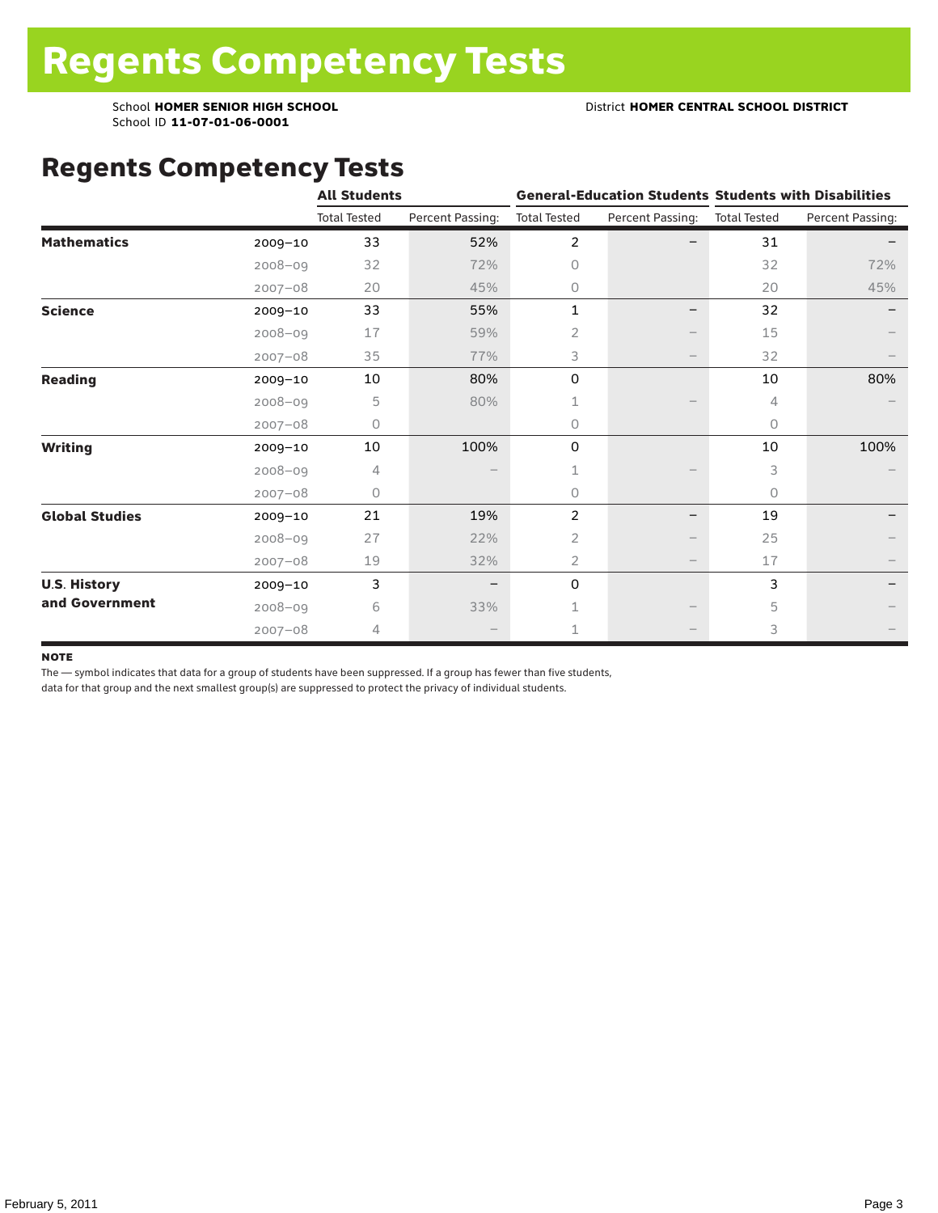# Regents Competency Tests

School **HOMER SENIOR HIGH SCHOOL**
School ID **11-07-01-06-0001**

District **HOMER CENTRAL SCHOOL DISTRICT**

## Regents Competency Tests

| | | All Students | | General-Education Students | | Students with Disabilities | |
|---|---|---|---|---|---|---|---|
| | | Total Tested | Percent Passing: | Total Tested | Percent Passing: | Total Tested | Percent Passing: |
| **Mathematics** | 2009–10 | 33 | 52% | 2 | – | 31 | – |
| | 2008–09 | 32 | 72% | 0 | | 32 | 72% |
| | 2007–08 | 20 | 45% | 0 | | 20 | 45% |
| **Science** | 2009–10 | 33 | 55% | 1 | – | 32 | – |
| | 2008–09 | 17 | 59% | 2 | – | 15 | – |
| | 2007–08 | 35 | 77% | 3 | – | 32 | – |
| **Reading** | 2009–10 | 10 | 80% | 0 | | 10 | 80% |
| | 2008–09 | 5 | 80% | 1 | – | 4 | – |
| | 2007–08 | 0 | | 0 | | 0 | |
| **Writing** | 2009–10 | 10 | 100% | 0 | | 10 | 100% |
| | 2008–09 | 4 | – | 1 | – | 3 | – |
| | 2007–08 | 0 | | 0 | | 0 | |
| **Global Studies** | 2009–10 | 21 | 19% | 2 | – | 19 | – |
| | 2008–09 | 27 | 22% | 2 | – | 25 | – |
| | 2007–08 | 19 | 32% | 2 | – | 17 | – |
| **U.S. History and Government** | 2009–10 | 3 | – | 0 | | 3 | – |
| | 2008–09 | 6 | 33% | 1 | – | 5 | – |
| | 2007–08 | 4 | – | 1 | – | 3 | – |

**NOTE**

The — symbol indicates that data for a group of students have been suppressed. If a group has fewer than five students, data for that group and the next smallest group(s) are suppressed to protect the privacy of individual students.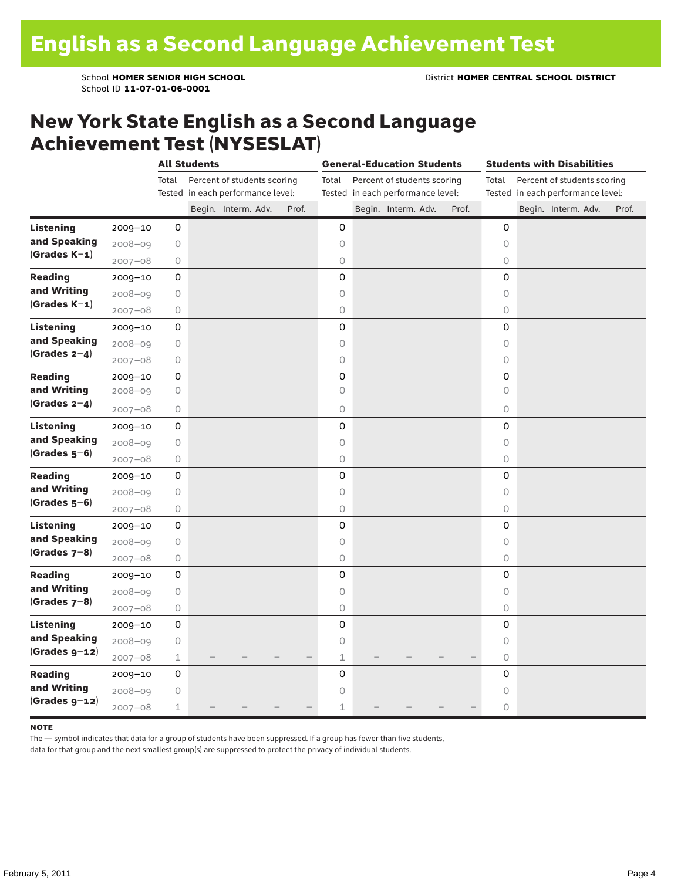# English as a Second Language Achievement Test

School **HOMER SENIOR HIGH SCHOOL** District **HOMER CENTRAL SCHOOL DISTRICT**
School ID **11-07-01-06-0001**

## New York State English as a Second Language Achievement Test (NYSESLAT)

| | | All Students | | | | | General-Education Students | | | | | Students with Disabilities | | | | |
|---|---|---|---|---|---|---|---|---|---|---|---|---|---|---|---|---|
| | | Total Tested | Percent of students scoring in each performance level: | | | | Total Tested | Percent of students scoring in each performance level: | | | | Total Tested | Percent of students scoring in each performance level: | | | |
| | | | Begin. | Interm. | Adv. | Prof. | | Begin. | Interm. | Adv. | Prof. | | Begin. | Interm. | Adv. | Prof. |
| **Listening and Speaking (Grades K–1)** | 2009–10 | 0 | | | | | 0 | | | | | 0 | | | | |
| | 2008–09 | 0 | | | | | 0 | | | | | 0 | | | | |
| | 2007–08 | 0 | | | | | 0 | | | | | 0 | | | | |
| **Reading and Writing (Grades K–1)** | 2009–10 | 0 | | | | | 0 | | | | | 0 | | | | |
| | 2008–09 | 0 | | | | | 0 | | | | | 0 | | | | |
| | 2007–08 | 0 | | | | | 0 | | | | | 0 | | | | |
| **Listening and Speaking (Grades 2–4)** | 2009–10 | 0 | | | | | 0 | | | | | 0 | | | | |
| | 2008–09 | 0 | | | | | 0 | | | | | 0 | | | | |
| | 2007–08 | 0 | | | | | 0 | | | | | 0 | | | | |
| **Reading and Writing (Grades 2–4)** | 2009–10 | 0 | | | | | 0 | | | | | 0 | | | | |
| | 2008–09 | 0 | | | | | 0 | | | | | 0 | | | | |
| | 2007–08 | 0 | | | | | 0 | | | | | 0 | | | | |
| **Listening and Speaking (Grades 5–6)** | 2009–10 | 0 | | | | | 0 | | | | | 0 | | | | |
| | 2008–09 | 0 | | | | | 0 | | | | | 0 | | | | |
| | 2007–08 | 0 | | | | | 0 | | | | | 0 | | | | |
| **Reading and Writing (Grades 5–6)** | 2009–10 | 0 | | | | | 0 | | | | | 0 | | | | |
| | 2008–09 | 0 | | | | | 0 | | | | | 0 | | | | |
| | 2007–08 | 0 | | | | | 0 | | | | | 0 | | | | |
| **Listening and Speaking (Grades 7–8)** | 2009–10 | 0 | | | | | 0 | | | | | 0 | | | | |
| | 2008–09 | 0 | | | | | 0 | | | | | 0 | | | | |
| | 2007–08 | 0 | | | | | 0 | | | | | 0 | | | | |
| **Reading and Writing (Grades 7–8)** | 2009–10 | 0 | | | | | 0 | | | | | 0 | | | | |
| | 2008–09 | 0 | | | | | 0 | | | | | 0 | | | | |
| | 2007–08 | 0 | | | | | 0 | | | | | 0 | | | | |
| **Listening and Speaking (Grades 9–12)** | 2009–10 | 0 | | | | | 0 | | | | | 0 | | | | |
| | 2008–09 | 0 | | | | | 0 | | | | | 0 | | | | |
| | 2007–08 | 1 | – | – | – | – | 1 | – | – | – | – | 0 | | | | |
| **Reading and Writing (Grades 9–12)** | 2009–10 | 0 | | | | | 0 | | | | | 0 | | | | |
| | 2008–09 | 0 | | | | | 0 | | | | | 0 | | | | |
| | 2007–08 | 1 | – | – | – | – | 1 | – | – | – | – | 0 | | | | |

**NOTE**

The — symbol indicates that data for a group of students have been suppressed. If a group has fewer than five students, data for that group and the next smallest group(s) are suppressed to protect the privacy of individual students.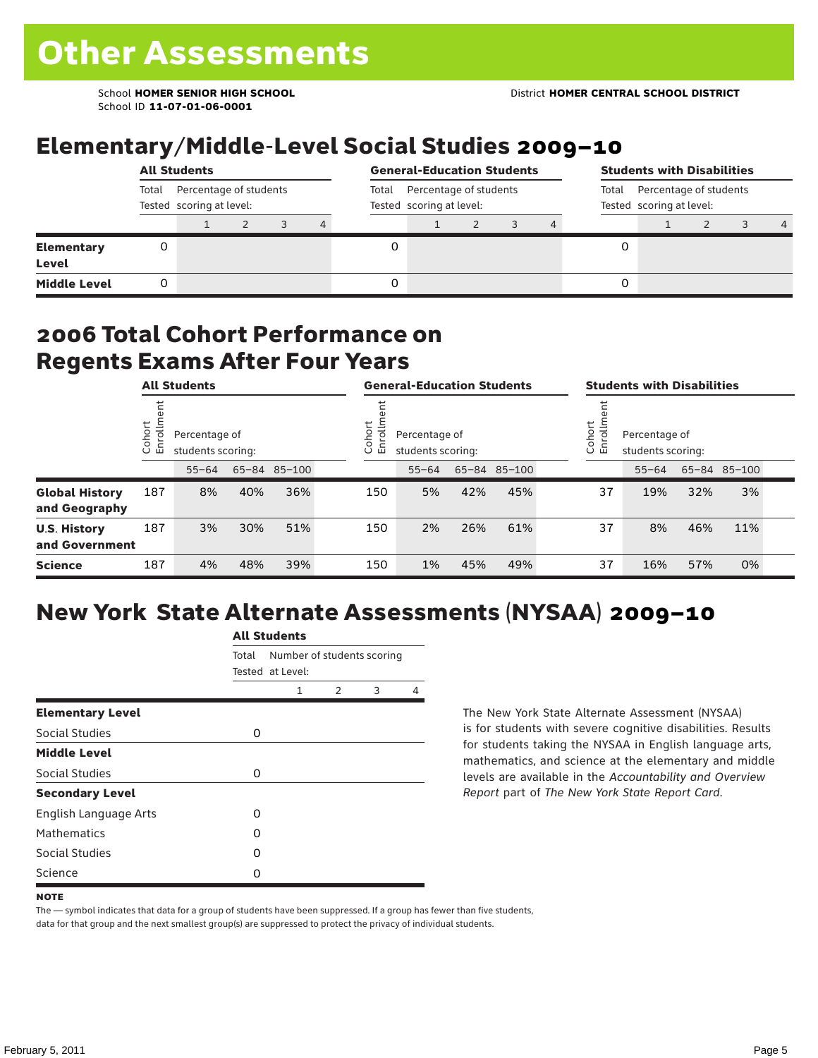# Other Assessments

School **HOMER SENIOR HIGH SCHOOL**
School ID **11-07-01-06-0001**

District **HOMER CENTRAL SCHOOL DISTRICT**

## Elementary/Middle-Level Social Studies 2009–10

| | All Students | | | | | General-Education Students | | | | | Students with Disabilities | | | | |
|---|---|---|---|---|---|---|---|---|---|---|---|---|---|---|---|
| | Total Tested | Percentage of students scoring at level: | | | | Total Tested | Percentage of students scoring at level: | | | | Total Tested | Percentage of students scoring at level: | | | |
| | | 1 | 2 | 3 | 4 | | 1 | 2 | 3 | 4 | | 1 | 2 | 3 | 4 |
| **Elementary Level** | 0 | | | | | 0 | | | | | 0 | | | | |
| **Middle Level** | 0 | | | | | 0 | | | | | 0 | | | | |

## 2006 Total Cohort Performance on Regents Exams After Four Years

| | All Students | | | | General-Education Students | | | | Students with Disabilities | | | |
|---|---|---|---|---|---|---|---|---|---|---|---|---|
| | Cohort Enrollment | Percentage of students scoring: | | | Cohort Enrollment | Percentage of students scoring: | | | Cohort Enrollment | Percentage of students scoring: | | |
| | | 55–64 | 65–84 | 85–100 | | 55–64 | 65–84 | 85–100 | | 55–64 | 65–84 | 85–100 |
| **Global History and Geography** | 187 | 8% | 40% | 36% | 150 | 5% | 42% | 45% | 37 | 19% | 32% | 3% |
| **U.S. History and Government** | 187 | 3% | 30% | 51% | 150 | 2% | 26% | 61% | 37 | 8% | 46% | 11% |
| **Science** | 187 | 4% | 48% | 39% | 150 | 1% | 45% | 49% | 37 | 16% | 57% | 0% |

## New York State Alternate Assessments (NYSAA) 2009–10

| | All Students | | | | |
|---|---|---|---|---|---|
| | Total Tested | Number of students scoring at Level: | | | |
| | | 1 | 2 | 3 | 4 |
| **Elementary Level** | | | | | |
| Social Studies | 0 | | | | |
| **Middle Level** | | | | | |
| Social Studies | 0 | | | | |
| **Secondary Level** | | | | | |
| English Language Arts | 0 | | | | |
| Mathematics | 0 | | | | |
| Social Studies | 0 | | | | |
| Science | 0 | | | | |

The New York State Alternate Assessment (NYSAA) is for students with severe cognitive disabilities. Results for students taking the NYSAA in English language arts, mathematics, and science at the elementary and middle levels are available in the *Accountability and Overview Report* part of *The New York State Report Card*.

**NOTE**

The — symbol indicates that data for a group of students have been suppressed. If a group has fewer than five students, data for that group and the next smallest group(s) are suppressed to protect the privacy of individual students.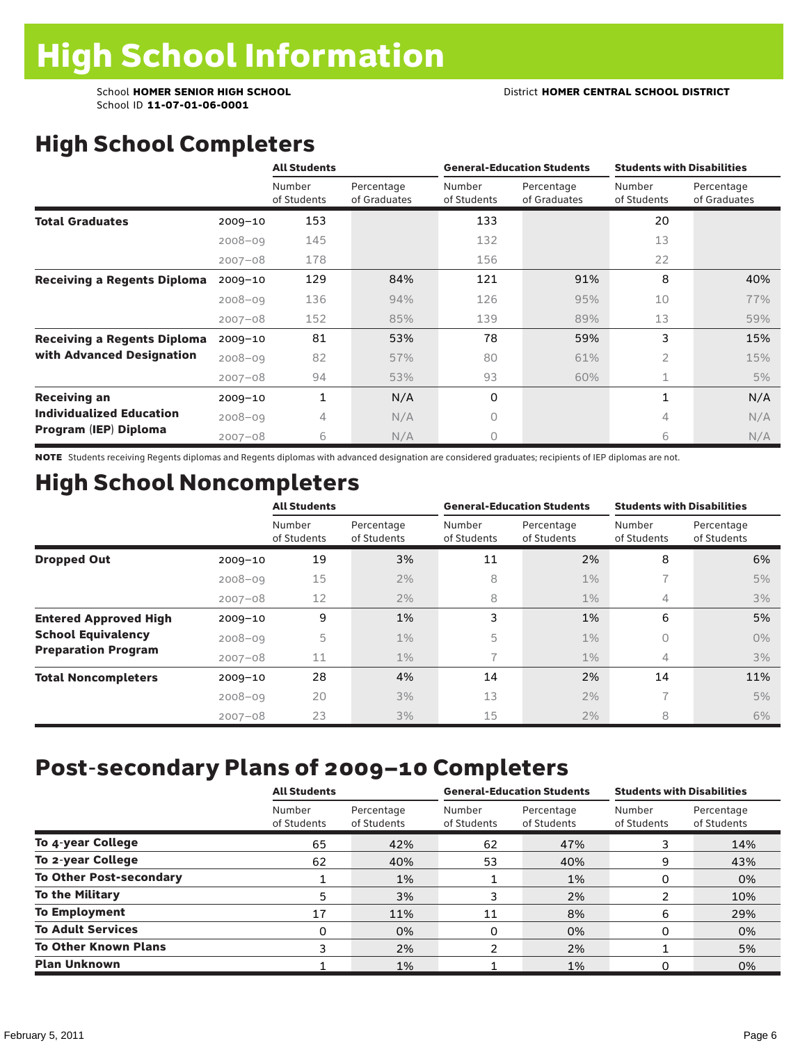# High School Information

School **HOMER SENIOR HIGH SCHOOL** District **HOMER CENTRAL SCHOOL DISTRICT**
School ID **11-07-01-06-0001**

## High School Completers

| | | **All Students** | | **General-Education Students** | | **Students with Disabilities** | |
|---|---|---|---|---|---|---|---|
| | | Number of Students | Percentage of Graduates | Number of Students | Percentage of Graduates | Number of Students | Percentage of Graduates |
| **Total Graduates** | 2009–10 | 153 | | 133 | | 20 | |
| | 2008–09 | 145 | | 132 | | 13 | |
| | 2007–08 | 178 | | 156 | | 22 | |
| **Receiving a Regents Diploma** | 2009–10 | 129 | 84% | 121 | 91% | 8 | 40% |
| | 2008–09 | 136 | 94% | 126 | 95% | 10 | 77% |
| | 2007–08 | 152 | 85% | 139 | 89% | 13 | 59% |
| **Receiving a Regents Diploma with Advanced Designation** | 2009–10 | 81 | 53% | 78 | 59% | 3 | 15% |
| | 2008–09 | 82 | 57% | 80 | 61% | 2 | 15% |
| | 2007–08 | 94 | 53% | 93 | 60% | 1 | 5% |
| **Receiving an Individualized Education Program (IEP) Diploma** | 2009–10 | 1 | N/A | 0 | | 1 | N/A |
| | 2008–09 | 4 | N/A | 0 | | 4 | N/A |
| | 2007–08 | 6 | N/A | 0 | | 6 | N/A |

**NOTE** Students receiving Regents diplomas and Regents diplomas with advanced designation are considered graduates; recipients of IEP diplomas are not.

## High School Noncompleters

| | | **All Students** | | **General-Education Students** | | **Students with Disabilities** | |
|---|---|---|---|---|---|---|---|
| | | Number of Students | Percentage of Students | Number of Students | Percentage of Students | Number of Students | Percentage of Students |
| **Dropped Out** | 2009–10 | 19 | 3% | 11 | 2% | 8 | 6% |
| | 2008–09 | 15 | 2% | 8 | 1% | 7 | 5% |
| | 2007–08 | 12 | 2% | 8 | 1% | 4 | 3% |
| **Entered Approved High School Equivalency Preparation Program** | 2009–10 | 9 | 1% | 3 | 1% | 6 | 5% |
| | 2008–09 | 5 | 1% | 5 | 1% | 0 | 0% |
| | 2007–08 | 11 | 1% | 7 | 1% | 4 | 3% |
| **Total Noncompleters** | 2009–10 | 28 | 4% | 14 | 2% | 14 | 11% |
| | 2008–09 | 20 | 3% | 13 | 2% | 7 | 5% |
| | 2007–08 | 23 | 3% | 15 | 2% | 8 | 6% |

## Post-secondary Plans of 2009–10 Completers

| | **All Students** | | **General-Education Students** | | **Students with Disabilities** | |
|---|---|---|---|---|---|---|
| | Number of Students | Percentage of Students | Number of Students | Percentage of Students | Number of Students | Percentage of Students |
| **To 4-year College** | 65 | 42% | 62 | 47% | 3 | 14% |
| **To 2-year College** | 62 | 40% | 53 | 40% | 9 | 43% |
| **To Other Post-secondary** | 1 | 1% | 1 | 1% | 0 | 0% |
| **To the Military** | 5 | 3% | 3 | 2% | 2 | 10% |
| **To Employment** | 17 | 11% | 11 | 8% | 6 | 29% |
| **To Adult Services** | 0 | 0% | 0 | 0% | 0 | 0% |
| **To Other Known Plans** | 3 | 2% | 2 | 2% | 1 | 5% |
| **Plan Unknown** | 1 | 1% | 1 | 1% | 0 | 0% |

February 5, 2011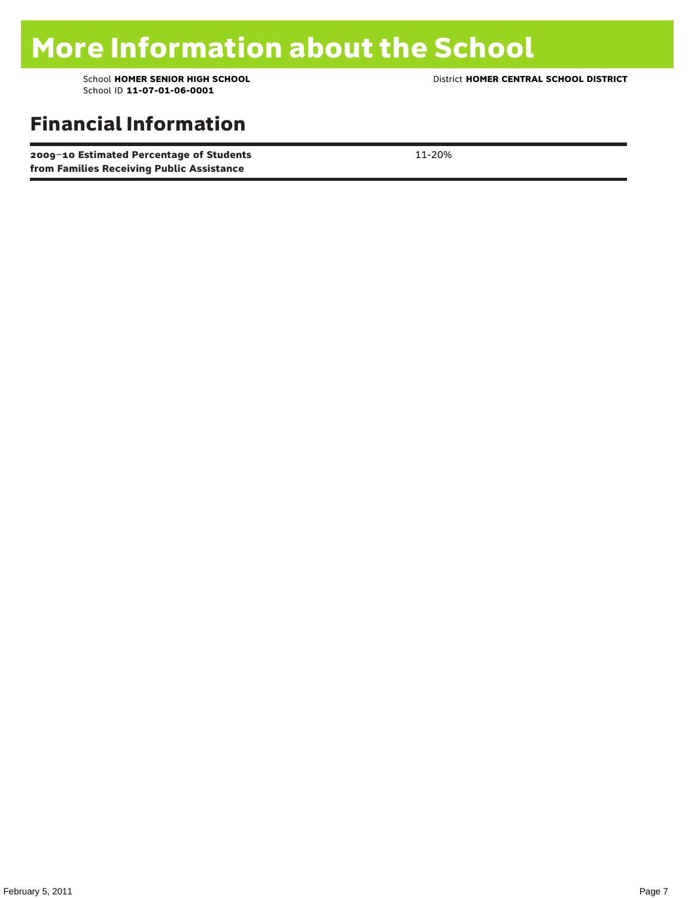# More Information about the School

School **HOMER SENIOR HIGH SCHOOL**
School ID **11-07-01-06-0001**

District **HOMER CENTRAL SCHOOL DISTRICT**

## Financial Information

| | |
|---|---|
| **2009–10 Estimated Percentage of Students from Families Receiving Public Assistance** | 11-20% |